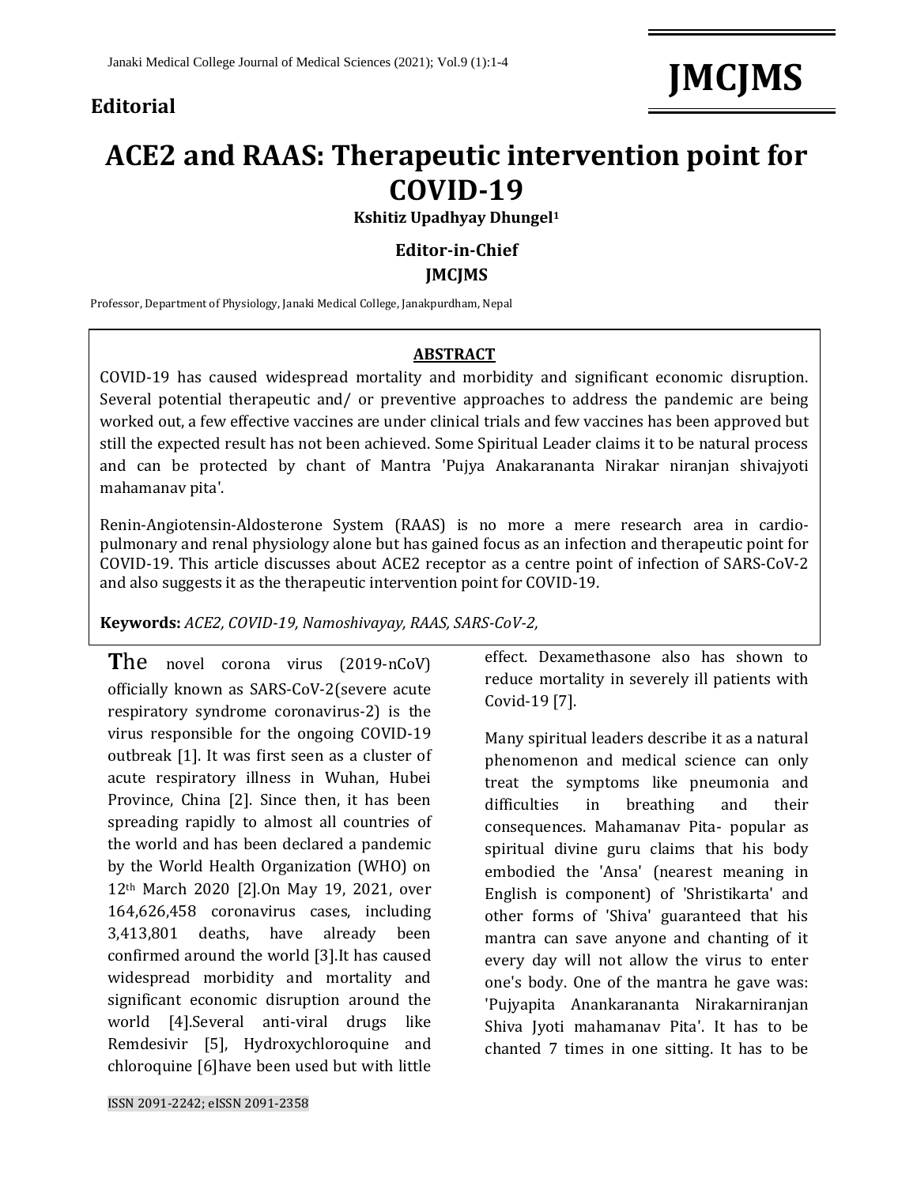**Editorial**

# ACE2 and RAAS: Therapeutic intervention point for COVID-19

**Kshitiz Upadhyay Dhungel[1]**

**Editor-in-Chief**

**JMCJMS**

Professor, Department of Physiology, Janaki Medical College, Janakpurdham, Nepal

## ABSTRACT

COVID-19 has caused widespread mortality and morbidity and significant economic disruption. Several potential therapeutic and/ or preventive approaches to address the pandemic are being worked out, a few effective vaccines are under clinical trials and few vaccines has been approved but still the expected result has not been achieved. Some Spiritual Leader claims it to be natural process and can be protected by chant of Mantra 'Pujya Anakarananta Nirakar niranjan shivajyoti mahamanav pita'.

Renin-Angiotensin-Aldosterone System (RAAS) is no more a mere research area in cardio-pulmonary and renal physiology alone but has gained focus as an infection and therapeutic point for COVID-19. This article discusses about ACE2 receptor as a centre point of infection of SARS-CoV-2 and also suggests it as the therapeutic intervention point for COVID-19.

**Keywords:** *ACE2, COVID-19, Namoshivayay, RAAS, SARS-CoV-2,*

**The** novel corona virus (2019-nCoV) officially known as SARS-CoV-2(severe acute respiratory syndrome coronavirus-2) is the virus responsible for the ongoing COVID-19 outbreak [1]. It was first seen as a cluster of acute respiratory illness in Wuhan, Hubei Province, China [2]. Since then, it has been spreading rapidly to almost all countries of the world and has been declared a pandemic by the World Health Organization (WHO) on 12th March 2020 [2].On May 19, 2021, over 164,626,458 coronavirus cases, including 3,413,801 deaths, have already been confirmed around the world [3].It has caused widespread morbidity and mortality and significant economic disruption around the world [4].Several anti-viral drugs like Remdesivir [5], Hydroxychloroquine and chloroquine [6]have been used but with little effect. Dexamethasone also has shown to reduce mortality in severely ill patients with Covid-19 [7].

Many spiritual leaders describe it as a natural phenomenon and medical science can only treat the symptoms like pneumonia and difficulties in breathing and their consequences. Mahamanav Pita- popular as spiritual divine guru claims that his body embodied the 'Ansa' (nearest meaning in English is component) of 'Shristikarta' and other forms of 'Shiva' guaranteed that his mantra can save anyone and chanting of it every day will not allow the virus to enter one's body. One of the mantra he gave was: 'Pujyapita Anankarananta Nirakarniranjan Shiva Jyoti mahamanav Pita'. It has to be chanted 7 times in one sitting. It has to be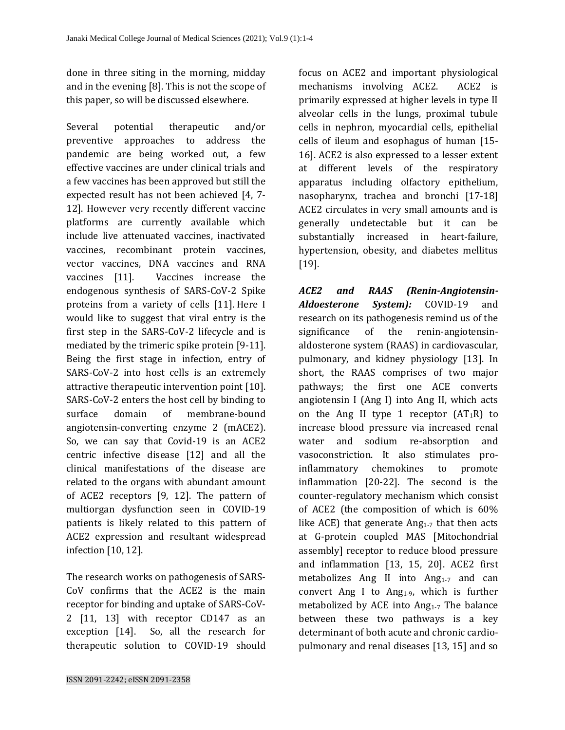done in three siting in the morning, midday and in the evening [8]. This is not the scope of this paper, so will be discussed elsewhere.

Several potential therapeutic and/or preventive approaches to address the pandemic are being worked out, a few effective vaccines are under clinical trials and a few vaccines has been approved but still the expected result has not been achieved [4, 7-12]. However very recently different vaccine platforms are currently available which include live attenuated vaccines, inactivated vaccines, recombinant protein vaccines, vector vaccines, DNA vaccines and RNA vaccines [11]. Vaccines increase the endogenous synthesis of SARS-CoV-2 Spike proteins from a variety of cells [11]. Here I would like to suggest that viral entry is the first step in the SARS-CoV-2 lifecycle and is mediated by the trimeric spike protein [9-11]. Being the first stage in infection, entry of SARS-CoV-2 into host cells is an extremely attractive therapeutic intervention point [10]. SARS-CoV-2 enters the host cell by binding to surface domain of membrane-bound angiotensin-converting enzyme 2 (mACE2). So, we can say that Covid-19 is an ACE2 centric infective disease [12] and all the clinical manifestations of the disease are related to the organs with abundant amount of ACE2 receptors [9, 12]. The pattern of multiorgan dysfunction seen in COVID-19 patients is likely related to this pattern of ACE2 expression and resultant widespread infection [10, 12].

The research works on pathogenesis of SARS-CoV confirms that the ACE2 is the main receptor for binding and uptake of SARS-CoV-2 [11, 13] with receptor CD147 as an exception [14]. So, all the research for therapeutic solution to COVID-19 should focus on ACE2 and important physiological mechanisms involving ACE2. ACE2 is primarily expressed at higher levels in type II alveolar cells in the lungs, proximal tubule cells in nephron, myocardial cells, epithelial cells of ileum and esophagus of human [15-16]. ACE2 is also expressed to a lesser extent at different levels of the respiratory apparatus including olfactory epithelium, nasopharynx, trachea and bronchi [17-18] ACE2 circulates in very small amounts and is generally undetectable but it can be substantially increased in heart-failure, hypertension, obesity, and diabetes mellitus [19].

***ACE2 and RAAS (Renin-Angiotensin-Aldoesterone System):*** COVID-19 and research on its pathogenesis remind us of the significance of the renin-angiotensin-aldosterone system (RAAS) in cardiovascular, pulmonary, and kidney physiology [13]. In short, the RAAS comprises of two major pathways; the first one ACE converts angiotensin I (Ang I) into Ang II, which acts on the Ang II type 1 receptor ($AT_1R$) to increase blood pressure via increased renal water and sodium re-absorption and vasoconstriction. It also stimulates pro-inflammatory chemokines to promote inflammation [20-22]. The second is the counter-regulatory mechanism which consist of ACE2 (the composition of which is 60% like ACE) that generate $Ang_{1-7}$ that then acts at G-protein coupled MAS [Mitochondrial assembly] receptor to reduce blood pressure and inflammation [13, 15, 20]. ACE2 first metabolizes Ang II into $Ang_{1-7}$ and can convert Ang I to $Ang_{1-9}$, which is further metabolized by ACE into $Ang_{1-7}$ The balance between these two pathways is a key determinant of both acute and chronic cardio-pulmonary and renal diseases [13, 15] and so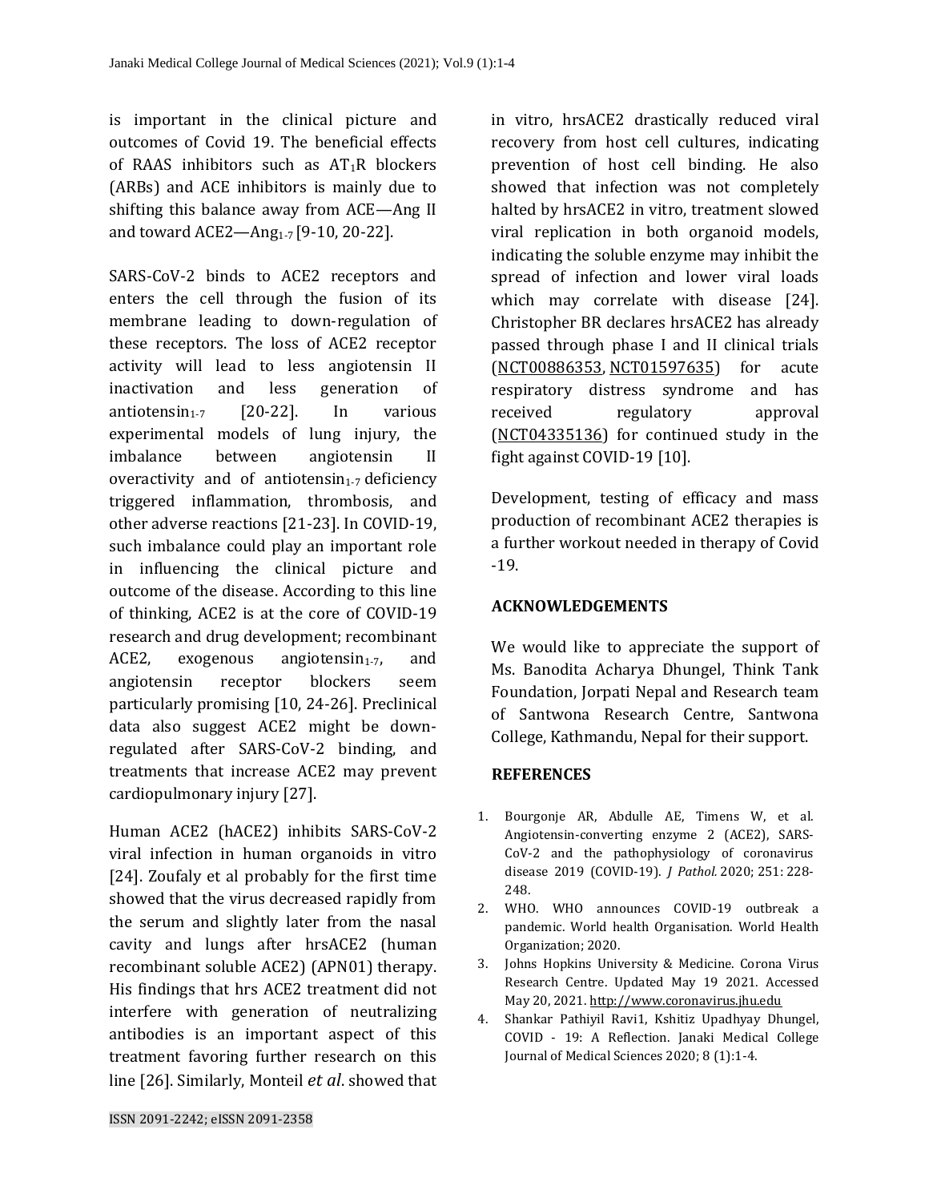is important in the clinical picture and outcomes of Covid 19. The beneficial effects of RAAS inhibitors such as $AT_1R$ blockers (ARBs) and ACE inhibitors is mainly due to shifting this balance away from ACE—Ang II and toward ACE2—$Ang_{1-7}$ [9-10, 20-22].

SARS-CoV-2 binds to ACE2 receptors and enters the cell through the fusion of its membrane leading to down-regulation of these receptors. The loss of ACE2 receptor activity will lead to less angiotensin II inactivation and less generation of $antiotensin_{1-7}$ [20-22]. In various experimental models of lung injury, the imbalance between angiotensin II overactivity and of $antiotensin_{1-7}$ deficiency triggered inflammation, thrombosis, and other adverse reactions [21-23]. In COVID-19, such imbalance could play an important role in influencing the clinical picture and outcome of the disease. According to this line of thinking, ACE2 is at the core of COVID-19 research and drug development; recombinant ACE2, exogenous $angiotensin_{1-7}$, and angiotensin receptor blockers seem particularly promising [10, 24-26]. Preclinical data also suggest ACE2 might be down-regulated after SARS-CoV-2 binding, and treatments that increase ACE2 may prevent cardiopulmonary injury [27].

Human ACE2 (hACE2) inhibits SARS-CoV-2 viral infection in human organoids in vitro [24]. Zoufaly et al probably for the first time showed that the virus decreased rapidly from the serum and slightly later from the nasal cavity and lungs after hrsACE2 (human recombinant soluble ACE2) (APN01) therapy. His findings that hrs ACE2 treatment did not interfere with generation of neutralizing antibodies is an important aspect of this treatment favoring further research on this line [26]. Similarly, Monteil *et al*. showed that in vitro, hrsACE2 drastically reduced viral recovery from host cell cultures, indicating prevention of host cell binding. He also showed that infection was not completely halted by hrsACE2 in vitro, treatment slowed viral replication in both organoid models, indicating the soluble enzyme may inhibit the spread of infection and lower viral loads which may correlate with disease [24]. Christopher BR declares hrsACE2 has already passed through phase I and II clinical trials (NCT00886353, NCT01597635) for acute respiratory distress syndrome and has received regulatory approval (NCT04335136) for continued study in the fight against COVID-19 [10].

Development, testing of efficacy and mass production of recombinant ACE2 therapies is a further workout needed in therapy of Covid -19.

## ACKNOWLEDGEMENTS

We would like to appreciate the support of Ms. Banodita Acharya Dhungel, Think Tank Foundation, Jorpati Nepal and Research team of Santwona Research Centre, Santwona College, Kathmandu, Nepal for their support.

## REFERENCES

1. Bourgonje AR, Abdulle AE, Timens W, et al. Angiotensin-converting enzyme 2 (ACE2), SARS-CoV-2 and the pathophysiology of coronavirus disease 2019 (COVID-19). *J Pathol.* 2020; 251: 228-248.
2. WHO. WHO announces COVID-19 outbreak a pandemic. World health Organisation. World Health Organization; 2020.
3. Johns Hopkins University & Medicine. Corona Virus Research Centre. Updated May 19 2021. Accessed May 20, 2021. http://www.coronavirus.jhu.edu
4. Shankar Pathiyil Ravi1, Kshitiz Upadhyay Dhungel, COVID - 19: A Reflection. Janaki Medical College Journal of Medical Sciences 2020; 8 (1):1-4.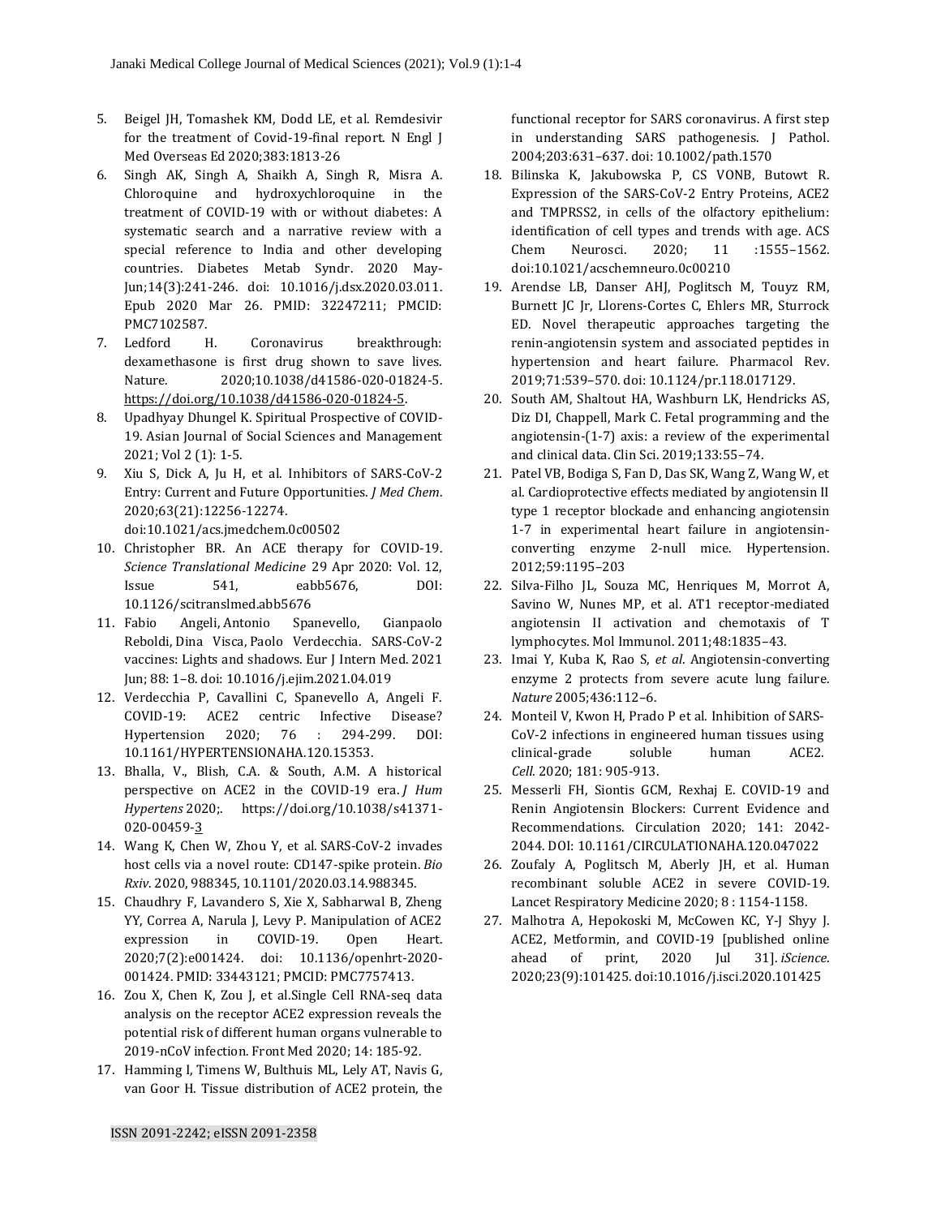5. Beigel JH, Tomashek KM, Dodd LE, et al. Remdesivir for the treatment of Covid-19-final report. N Engl J Med Overseas Ed 2020;383:1813-26
6. Singh AK, Singh A, Shaikh A, Singh R, Misra A. Chloroquine and hydroxychloroquine in the treatment of COVID-19 with or without diabetes: A systematic search and a narrative review with a special reference to India and other developing countries. Diabetes Metab Syndr. 2020 May-Jun;14(3):241-246. doi: 10.1016/j.dsx.2020.03.011. Epub 2020 Mar 26. PMID: 32247211; PMCID: PMC7102587.
7. Ledford H. Coronavirus breakthrough: dexamethasone is first drug shown to save lives. Nature. 2020;10.1038/d41586-020-01824-5. https://doi.org/10.1038/d41586-020-01824-5.
8. Upadhyay Dhungel K. Spiritual Prospective of COVID-19. Asian Journal of Social Sciences and Management 2021; Vol 2 (1): 1-5.
9. Xiu S, Dick A, Ju H, et al. Inhibitors of SARS-CoV-2 Entry: Current and Future Opportunities. *J Med Chem*. 2020;63(21):12256-12274. doi:10.1021/acs.jmedchem.0c00502
10. Christopher BR. An ACE therapy for COVID-19. *Science Translational Medicine* 29 Apr 2020: Vol. 12, Issue 541, eabb5676, DOI: 10.1126/scitranslmed.abb5676
11. Fabio Angeli, Antonio Spanevello, Gianpaolo Reboldi, Dina Visca, Paolo Verdecchia. SARS-CoV-2 vaccines: Lights and shadows. Eur J Intern Med. 2021 Jun; 88: 1–8. doi: 10.1016/j.ejim.2021.04.019
12. Verdecchia P, Cavallini C, Spanevello A, Angeli F. COVID-19: ACE2 centric Infective Disease? Hypertension 2020; 76 : 294-299. DOI: 10.1161/HYPERTENSIONAHA.120.15353.
13. Bhalla, V., Blish, C.A. & South, A.M. A historical perspective on ACE2 in the COVID-19 era. *J Hum Hypertens* 2020;. https://doi.org/10.1038/s41371-020-00459-3
14. Wang K, Chen W, Zhou Y, et al. SARS-CoV-2 invades host cells via a novel route: CD147-spike protein. *Bio Rxiv*. 2020, 988345, 10.1101/2020.03.14.988345.
15. Chaudhry F, Lavandero S, Xie X, Sabharwal B, Zheng YY, Correa A, Narula J, Levy P. Manipulation of ACE2 expression in COVID-19. Open Heart. 2020;7(2):e001424. doi: 10.1136/openhrt-2020-001424. PMID: 33443121; PMCID: PMC7757413.
16. Zou X, Chen K, Zou J, et al.Single Cell RNA-seq data analysis on the receptor ACE2 expression reveals the potential risk of different human organs vulnerable to 2019-nCoV infection. Front Med 2020; 14: 185-92.
17. Hamming I, Timens W, Bulthuis ML, Lely AT, Navis G, van Goor H. Tissue distribution of ACE2 protein, the functional receptor for SARS coronavirus. A first step in understanding SARS pathogenesis. J Pathol. 2004;203:631–637. doi: 10.1002/path.1570
18. Bilinska K, Jakubowska P, CS VONB, Butowt R. Expression of the SARS-CoV-2 Entry Proteins, ACE2 and TMPRSS2, in cells of the olfactory epithelium: identification of cell types and trends with age. ACS Chem Neurosci. 2020; 11 :1555–1562. doi:10.1021/acschemneuro.0c00210
19. Arendse LB, Danser AHJ, Poglitsch M, Touyz RM, Burnett JC Jr, Llorens-Cortes C, Ehlers MR, Sturrock ED. Novel therapeutic approaches targeting the renin-angiotensin system and associated peptides in hypertension and heart failure. Pharmacol Rev. 2019;71:539–570. doi: 10.1124/pr.118.017129.
20. South AM, Shaltout HA, Washburn LK, Hendricks AS, Diz DI, Chappell, Mark C. Fetal programming and the angiotensin-(1-7) axis: a review of the experimental and clinical data. Clin Sci. 2019;133:55–74.
21. Patel VB, Bodiga S, Fan D, Das SK, Wang Z, Wang W, et al. Cardioprotective effects mediated by angiotensin II type 1 receptor blockade and enhancing angiotensin 1-7 in experimental heart failure in angiotensin-converting enzyme 2-null mice. Hypertension. 2012;59:1195–203
22. Silva-Filho JL, Souza MC, Henriques M, Morrot A, Savino W, Nunes MP, et al. AT1 receptor-mediated angiotensin II activation and chemotaxis of T lymphocytes. Mol Immunol. 2011;48:1835–43.
23. Imai Y, Kuba K, Rao S, *et al*. Angiotensin-converting enzyme 2 protects from severe acute lung failure. *Nature* 2005;436:112–6.
24. Monteil V, Kwon H, Prado P et al. Inhibition of SARS-CoV-2 infections in engineered human tissues using clinical-grade soluble human ACE2. *Cell.* 2020; 181: 905-913.
25. Messerli FH, Siontis GCM, Rexhaj E. COVID-19 and Renin Angiotensin Blockers: Current Evidence and Recommendations. Circulation 2020; 141: 2042-2044. DOI: 10.1161/CIRCULATIONAHA.120.047022
26. Zoufaly A, Poglitsch M, Aberly JH, et al. Human recombinant soluble ACE2 in severe COVID-19. Lancet Respiratory Medicine 2020; 8 : 1154-1158.
27. Malhotra A, Hepokoski M, McCowen KC, Y-J Shyy J. ACE2, Metformin, and COVID-19 [published online ahead of print, 2020 Jul 31]. *iScience*. 2020;23(9):101425. doi:10.1016/j.isci.2020.101425